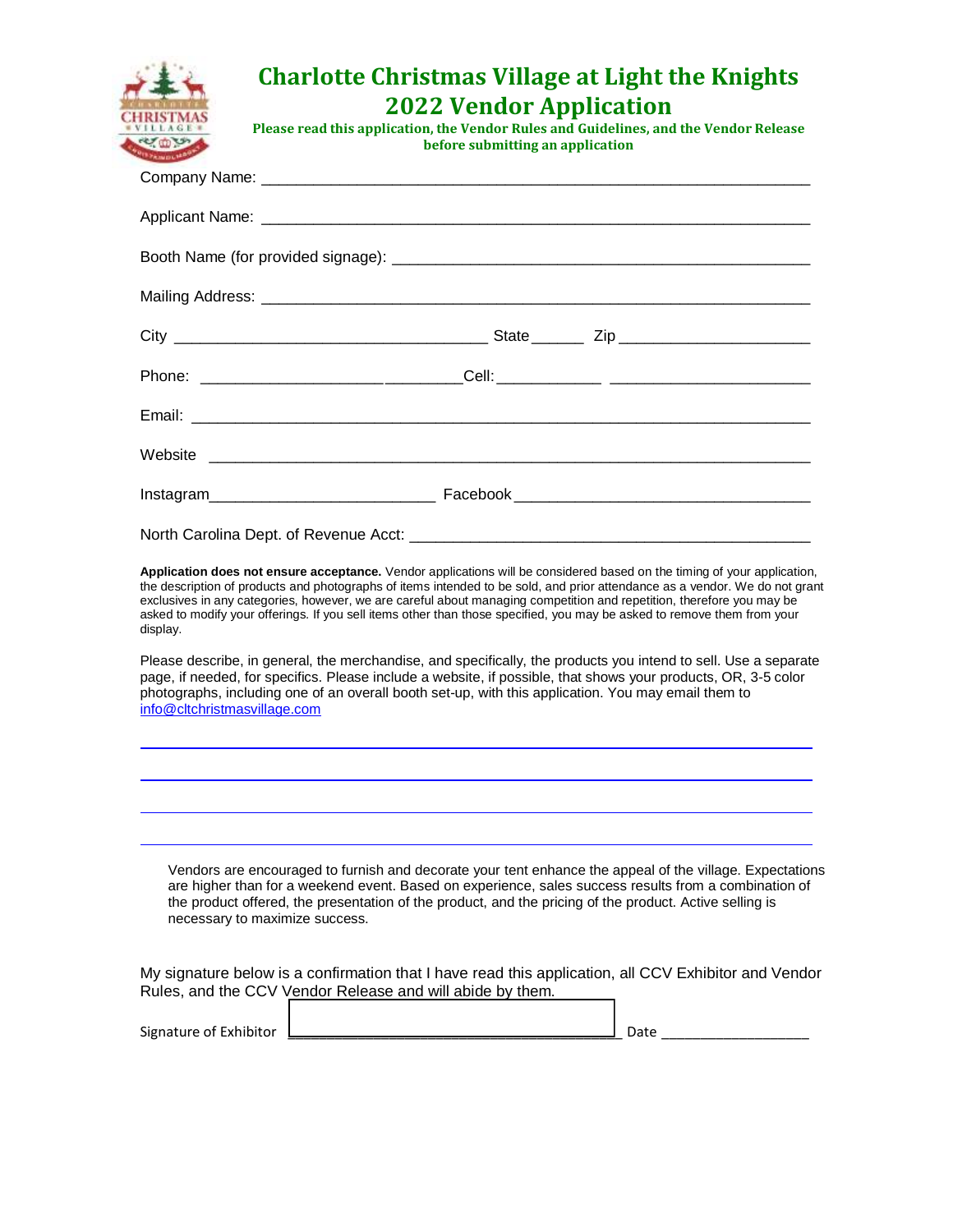# Charlotte Christmas Village at Light the Knights
## 2022 Vendor Application

**Please read this application, the Vendor Rules and Guidelines, and the Vendor Release before submitting an application**

Company Name: ______________________________________________________________

Applicant Name: ______________________________________________________________

Booth Name (for provided signage): _______________________________________________

Mailing Address: ______________________________________________________________

City ___________________________________ State ______ Zip ______________________

Phone: ______________________________Cell:____________ ______________________

Email: _______________________________________________________________________

Website _____________________________________________________________________

Instagram__________________________ Facebook _________________________________

North Carolina Dept. of Revenue Acct: _____________________________________________

**Application does not ensure acceptance.** Vendor applications will be considered based on the timing of your application, the description of products and photographs of items intended to be sold, and prior attendance as a vendor. We do not grant exclusives in any categories, however, we are careful about managing competition and repetition, therefore you may be asked to modify your offerings. If you sell items other than those specified, you may be asked to remove them from your display.

Please describe, in general, the merchandise, and specifically, the products you intend to sell. Use a separate page, if needed, for specifics. Please include a website, if possible, that shows your products, OR, 3-5 color photographs, including one of an overall booth set-up, with this application. You may email them to info@cltchristmasvillage.com

_______________________________________________________________________________

_______________________________________________________________________________

_______________________________________________________________________________

_______________________________________________________________________________

Vendors are encouraged to furnish and decorate your tent enhance the appeal of the village. Expectations are higher than for a weekend event. Based on experience, sales success results from a combination of the product offered, the presentation of the product, and the pricing of the product. Active selling is necessary to maximize success.

My signature below is a confirmation that I have read this application, all CCV Exhibitor and Vendor Rules, and the CCV Vendor Release and will abide by them.

Signature of Exhibitor ________________________________________ Date __________________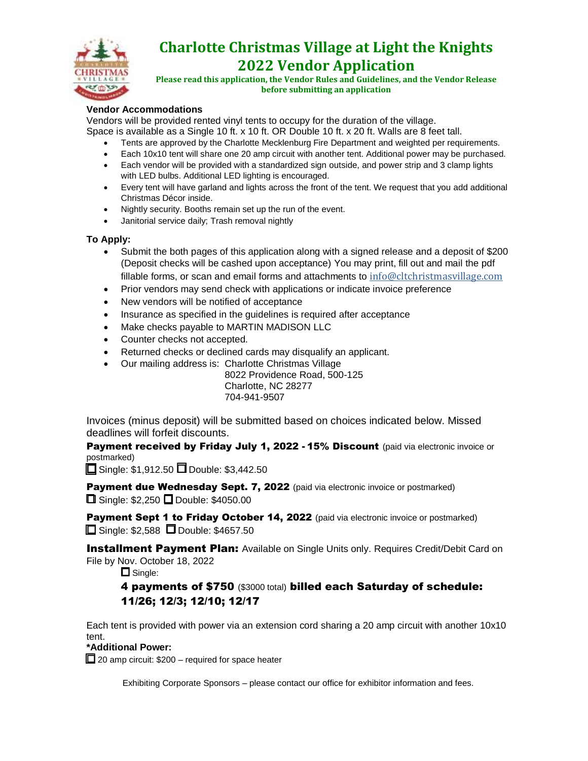# Charlotte Christmas Village at Light the Knights 2022 Vendor Application

**Please read this application, the Vendor Rules and Guidelines, and the Vendor Release before submitting an application**

**Vendor Accommodations**

Vendors will be provided rented vinyl tents to occupy for the duration of the village.
Space is available as a Single 10 ft. x 10 ft. OR Double 10 ft. x 20 ft. Walls are 8 feet tall.

- Tents are approved by the Charlotte Mecklenburg Fire Department and weighted per requirements.
- Each 10x10 tent will share one 20 amp circuit with another tent. Additional power may be purchased.
- Each vendor will be provided with a standardized sign outside, and power strip and 3 clamp lights with LED bulbs. Additional LED lighting is encouraged.
- Every tent will have garland and lights across the front of the tent. We request that you add additional Christmas Décor inside.
- Nightly security. Booths remain set up the run of the event.
- Janitorial service daily; Trash removal nightly

**To Apply:**

- Submit the both pages of this application along with a signed release and a deposit of $200 (Deposit checks will be cashed upon acceptance) You may print, fill out and mail the pdf fillable forms, or scan and email forms and attachments to info@cltchristmasvillage.com
- Prior vendors may send check with applications or indicate invoice preference
- New vendors will be notified of acceptance
- Insurance as specified in the guidelines is required after acceptance
- Make checks payable to MARTIN MADISON LLC
- Counter checks not accepted.
- Returned checks or declined cards may disqualify an applicant.
- Our mailing address is: Charlotte Christmas Village
  8022 Providence Road, 500-125
  Charlotte, NC 28277
  704-941-9507

Invoices (minus deposit) will be submitted based on choices indicated below. Missed deadlines will forfeit discounts.

**Payment received by Friday July 1, 2022 - 15% Discount** (paid via electronic invoice or postmarked)

☐ Single: $1,912.50 ☐ Double: $3,442.50

**Payment due Wednesday Sept. 7, 2022** (paid via electronic invoice or postmarked)

☐ Single: $2,250 ☐ Double: $4050.00

**Payment Sept 1 to Friday October 14, 2022** (paid via electronic invoice or postmarked)

☐ Single: $2,588 ☐ Double: $4657.50

**Installment Payment Plan:** Available on Single Units only. Requires Credit/Debit Card on File by Nov. October 18, 2022

☐ Single:

**4 payments of $750** ($3000 total) **billed each Saturday of schedule: 11/26; 12/3; 12/10; 12/17**

Each tent is provided with power via an extension cord sharing a 20 amp circuit with another 10x10 tent.

**\*Additional Power:**

☐ 20 amp circuit: $200 – required for space heater

Exhibiting Corporate Sponsors – please contact our office for exhibitor information and fees.